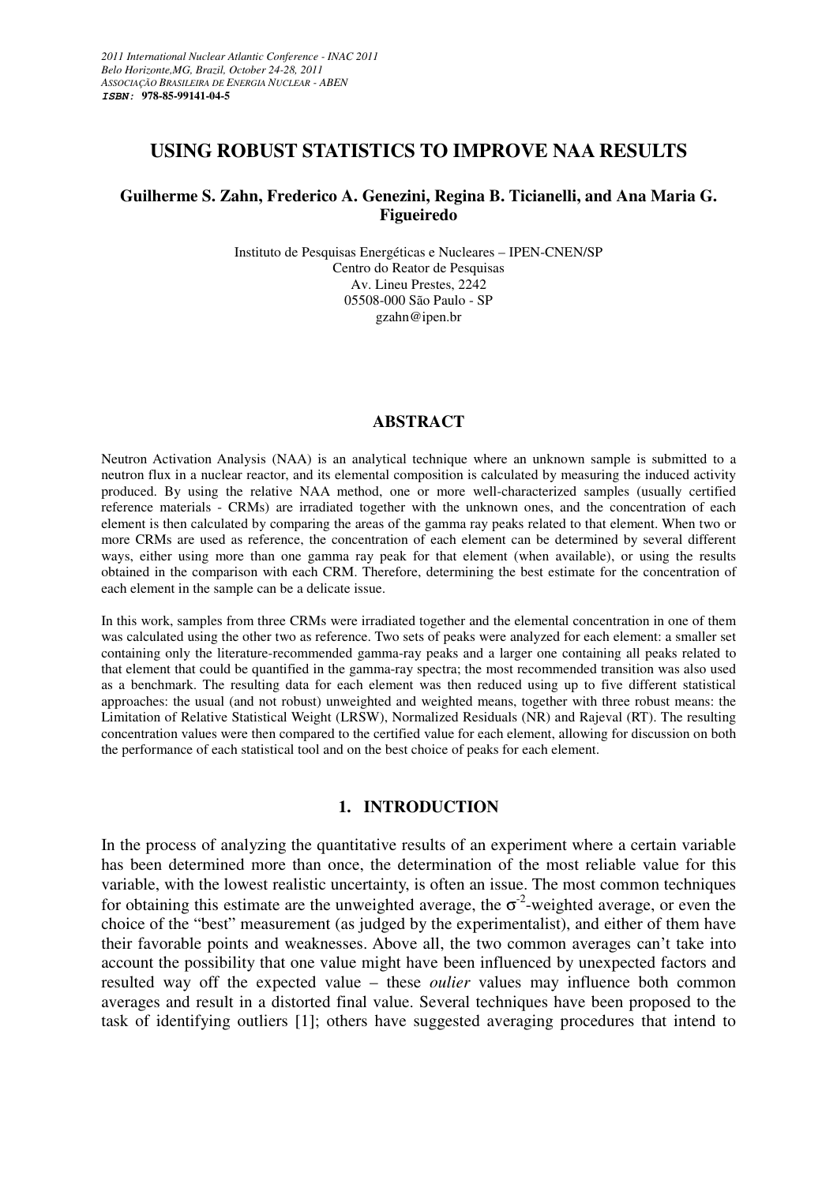*2011 International Nuclear Atlantic Conference - INAC 2011*
*Belo Horizonte,MG, Brazil, October 24-28, 2011*
*ASSOCIAÇÃO BRASILEIRA DE ENERGIA NUCLEAR - ABEN*
***ISBN:*** **978-85-99141-04-5**

# USING ROBUST STATISTICS TO IMPROVE NAA RESULTS

**Guilherme S. Zahn, Frederico A. Genezini, Regina B. Ticianelli, and Ana Maria G. Figueiredo**

Instituto de Pesquisas Energéticas e Nucleares – IPEN-CNEN/SP
Centro do Reator de Pesquisas
Av. Lineu Prestes, 2242
05508-000 São Paulo - SP
gzahn@ipen.br

## ABSTRACT

Neutron Activation Analysis (NAA) is an analytical technique where an unknown sample is submitted to a neutron flux in a nuclear reactor, and its elemental composition is calculated by measuring the induced activity produced. By using the relative NAA method, one or more well-characterized samples (usually certified reference materials - CRMs) are irradiated together with the unknown ones, and the concentration of each element is then calculated by comparing the areas of the gamma ray peaks related to that element. When two or more CRMs are used as reference, the concentration of each element can be determined by several different ways, either using more than one gamma ray peak for that element (when available), or using the results obtained in the comparison with each CRM. Therefore, determining the best estimate for the concentration of each element in the sample can be a delicate issue.

In this work, samples from three CRMs were irradiated together and the elemental concentration in one of them was calculated using the other two as reference. Two sets of peaks were analyzed for each element: a smaller set containing only the literature-recommended gamma-ray peaks and a larger one containing all peaks related to that element that could be quantified in the gamma-ray spectra; the most recommended transition was also used as a benchmark. The resulting data for each element was then reduced using up to five different statistical approaches: the usual (and not robust) unweighted and weighted means, together with three robust means: the Limitation of Relative Statistical Weight (LRSW), Normalized Residuals (NR) and Rajeval (RT). The resulting concentration values were then compared to the certified value for each element, allowing for discussion on both the performance of each statistical tool and on the best choice of peaks for each element.

## 1. INTRODUCTION

In the process of analyzing the quantitative results of an experiment where a certain variable has been determined more than once, the determination of the most reliable value for this variable, with the lowest realistic uncertainty, is often an issue. The most common techniques for obtaining this estimate are the unweighted average, the $\sigma^{-2}$-weighted average, or even the choice of the "best" measurement (as judged by the experimentalist), and either of them have their favorable points and weaknesses. Above all, the two common averages can't take into account the possibility that one value might have been influenced by unexpected factors and resulted way off the expected value – these *oulier* values may influence both common averages and result in a distorted final value. Several techniques have been proposed to the task of identifying outliers [1]; others have suggested averaging procedures that intend to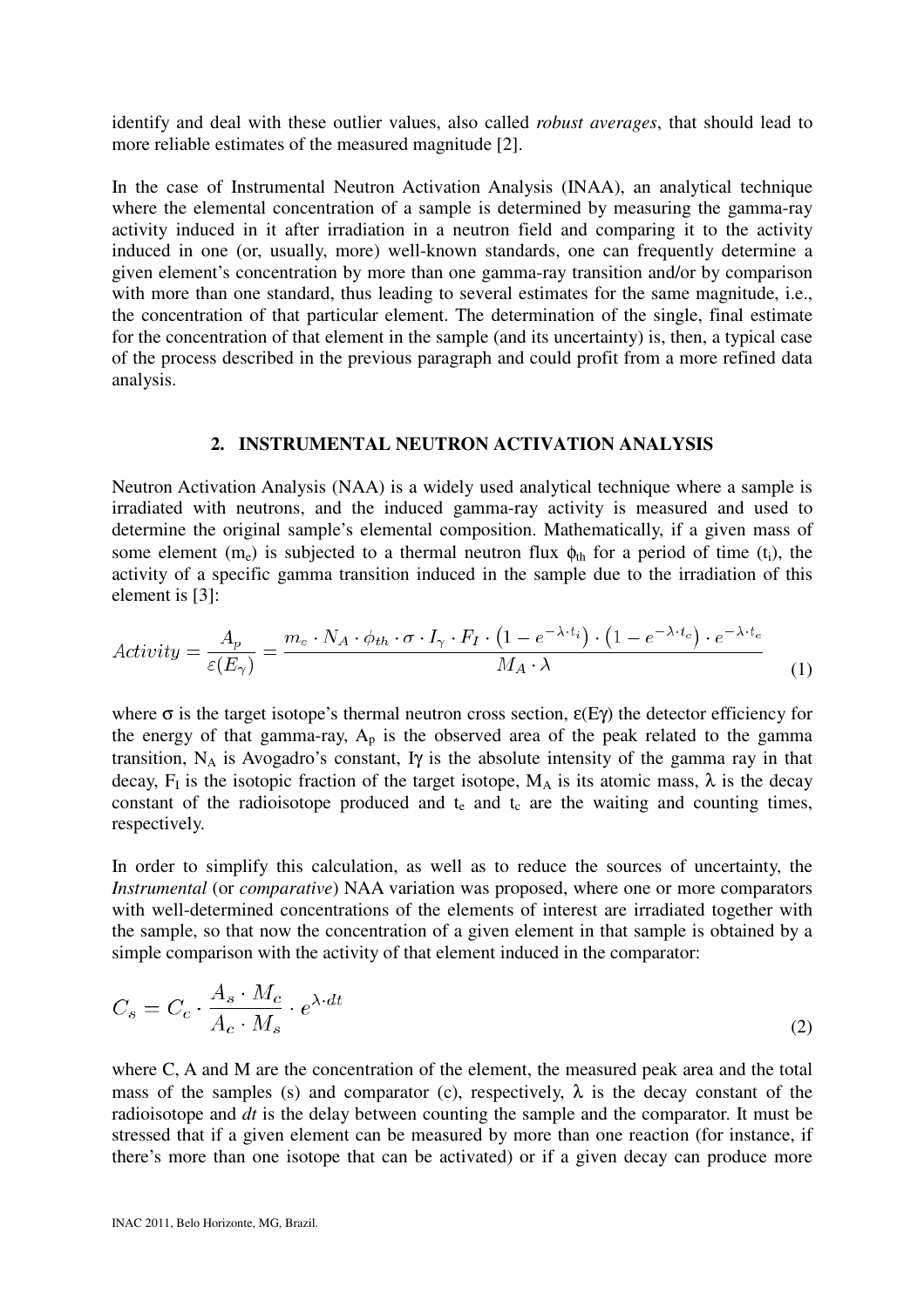identify and deal with these outlier values, also called *robust averages*, that should lead to more reliable estimates of the measured magnitude [2].

In the case of Instrumental Neutron Activation Analysis (INAA), an analytical technique where the elemental concentration of a sample is determined by measuring the gamma-ray activity induced in it after irradiation in a neutron field and comparing it to the activity induced in one (or, usually, more) well-known standards, one can frequently determine a given element's concentration by more than one gamma-ray transition and/or by comparison with more than one standard, thus leading to several estimates for the same magnitude, i.e., the concentration of that particular element. The determination of the single, final estimate for the concentration of that element in the sample (and its uncertainty) is, then, a typical case of the process described in the previous paragraph and could profit from a more refined data analysis.

## 2. INSTRUMENTAL NEUTRON ACTIVATION ANALYSIS

Neutron Activation Analysis (NAA) is a widely used analytical technique where a sample is irradiated with neutrons, and the induced gamma-ray activity is measured and used to determine the original sample's elemental composition. Mathematically, if a given mass of some element ($m_e$) is subjected to a thermal neutron flux $\phi_{th}$ for a period of time ($t_i$), the activity of a specific gamma transition induced in the sample due to the irradiation of this element is [3]:

$$Activity = \frac{A_p}{\varepsilon(E_\gamma)} = \frac{m_e \cdot N_A \cdot \phi_{th} \cdot \sigma \cdot I_\gamma \cdot F_I \cdot \left(1 - e^{-\lambda \cdot t_i}\right) \cdot \left(1 - e^{-\lambda \cdot t_c}\right) \cdot e^{-\lambda \cdot t_e}}{M_A \cdot \lambda} \tag{1}$$

where $\sigma$ is the target isotope's thermal neutron cross section, $\varepsilon(E\gamma)$ the detector efficiency for the energy of that gamma-ray, $A_p$ is the observed area of the peak related to the gamma transition, $N_A$ is Avogadro's constant, $I\gamma$ is the absolute intensity of the gamma ray in that decay, $F_I$ is the isotopic fraction of the target isotope, $M_A$ is its atomic mass, $\lambda$ is the decay constant of the radioisotope produced and $t_e$ and $t_c$ are the waiting and counting times, respectively.

In order to simplify this calculation, as well as to reduce the sources of uncertainty, the *Instrumental* (or *comparative*) NAA variation was proposed, where one or more comparators with well-determined concentrations of the elements of interest are irradiated together with the sample, so that now the concentration of a given element in that sample is obtained by a simple comparison with the activity of that element induced in the comparator:

$$C_s = C_c \cdot \frac{A_s \cdot M_c}{A_c \cdot M_s} \cdot e^{\lambda \cdot dt} \tag{2}$$

where C, A and M are the concentration of the element, the measured peak area and the total mass of the samples (s) and comparator (c), respectively, $\lambda$ is the decay constant of the radioisotope and *dt* is the delay between counting the sample and the comparator. It must be stressed that if a given element can be measured by more than one reaction (for instance, if there's more than one isotope that can be activated) or if a given decay can produce more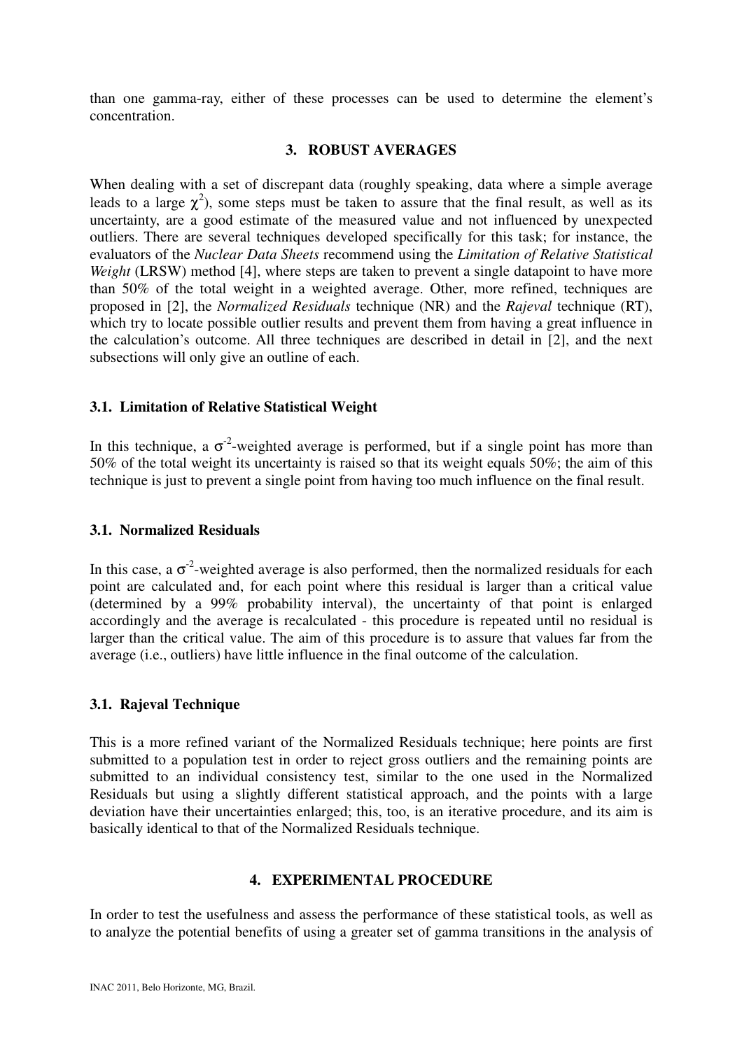than one gamma-ray, either of these processes can be used to determine the element's concentration.

## 3. ROBUST AVERAGES

When dealing with a set of discrepant data (roughly speaking, data where a simple average leads to a large $\chi^2$), some steps must be taken to assure that the final result, as well as its uncertainty, are a good estimate of the measured value and not influenced by unexpected outliers. There are several techniques developed specifically for this task; for instance, the evaluators of the *Nuclear Data Sheets* recommend using the *Limitation of Relative Statistical Weight* (LRSW) method [4], where steps are taken to prevent a single datapoint to have more than 50% of the total weight in a weighted average. Other, more refined, techniques are proposed in [2], the *Normalized Residuals* technique (NR) and the *Rajeval* technique (RT), which try to locate possible outlier results and prevent them from having a great influence in the calculation's outcome. All three techniques are described in detail in [2], and the next subsections will only give an outline of each.

### 3.1. Limitation of Relative Statistical Weight

In this technique, a $\sigma^{-2}$-weighted average is performed, but if a single point has more than 50% of the total weight its uncertainty is raised so that its weight equals 50%; the aim of this technique is just to prevent a single point from having too much influence on the final result.

### 3.1. Normalized Residuals

In this case, a $\sigma^{-2}$-weighted average is also performed, then the normalized residuals for each point are calculated and, for each point where this residual is larger than a critical value (determined by a 99% probability interval), the uncertainty of that point is enlarged accordingly and the average is recalculated - this procedure is repeated until no residual is larger than the critical value. The aim of this procedure is to assure that values far from the average (i.e., outliers) have little influence in the final outcome of the calculation.

### 3.1. Rajeval Technique

This is a more refined variant of the Normalized Residuals technique; here points are first submitted to a population test in order to reject gross outliers and the remaining points are submitted to an individual consistency test, similar to the one used in the Normalized Residuals but using a slightly different statistical approach, and the points with a large deviation have their uncertainties enlarged; this, too, is an iterative procedure, and its aim is basically identical to that of the Normalized Residuals technique.

## 4. EXPERIMENTAL PROCEDURE

In order to test the usefulness and assess the performance of these statistical tools, as well as to analyze the potential benefits of using a greater set of gamma transitions in the analysis of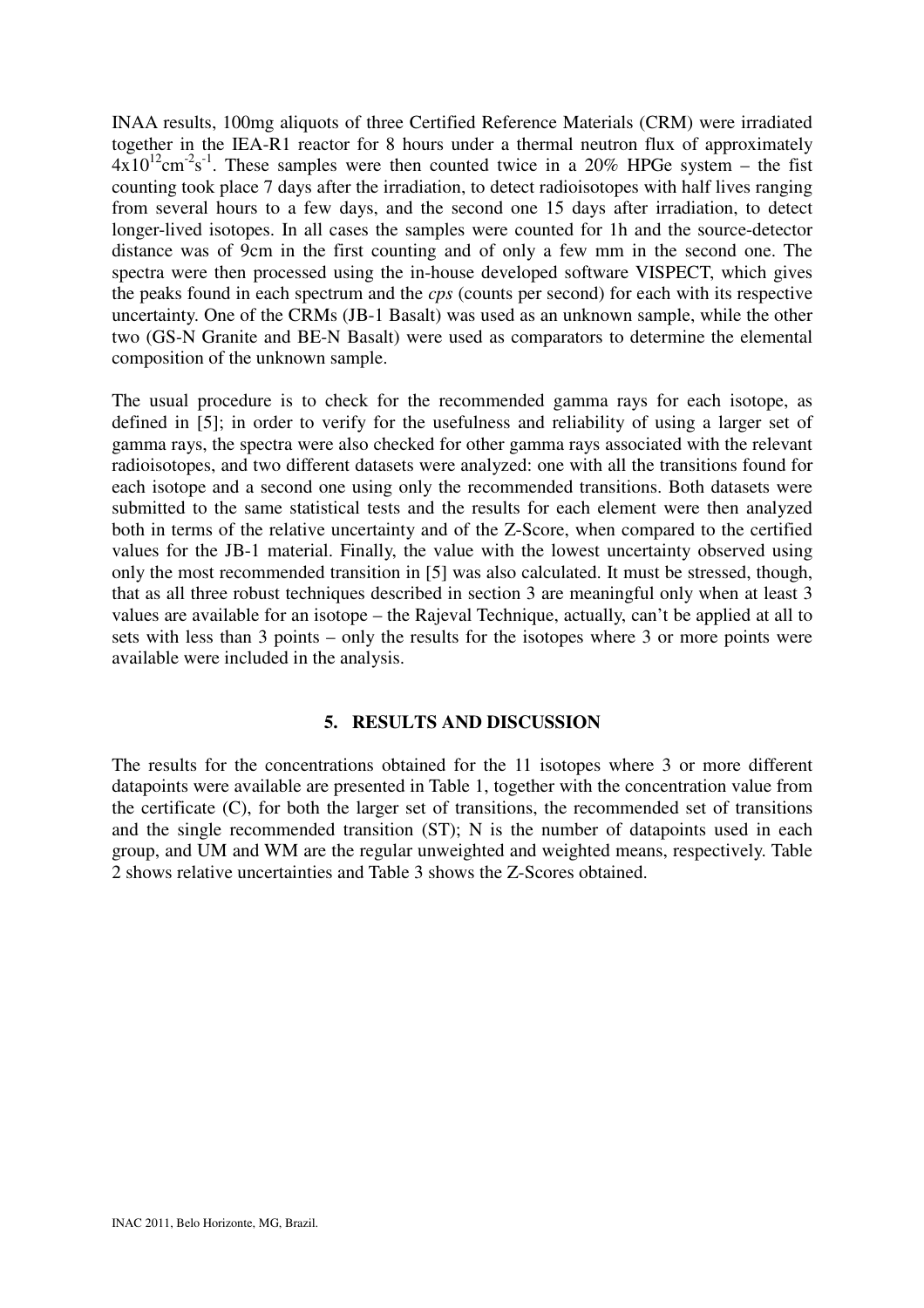INAA results, 100mg aliquots of three Certified Reference Materials (CRM) were irradiated together in the IEA-R1 reactor for 8 hours under a thermal neutron flux of approximately $4x10^{12}cm^{-2}s^{-1}$. These samples were then counted twice in a 20% HPGe system – the fist counting took place 7 days after the irradiation, to detect radioisotopes with half lives ranging from several hours to a few days, and the second one 15 days after irradiation, to detect longer-lived isotopes. In all cases the samples were counted for 1h and the source-detector distance was of 9cm in the first counting and of only a few mm in the second one. The spectra were then processed using the in-house developed software VISPECT, which gives the peaks found in each spectrum and the *cps* (counts per second) for each with its respective uncertainty. One of the CRMs (JB-1 Basalt) was used as an unknown sample, while the other two (GS-N Granite and BE-N Basalt) were used as comparators to determine the elemental composition of the unknown sample.

The usual procedure is to check for the recommended gamma rays for each isotope, as defined in [5]; in order to verify for the usefulness and reliability of using a larger set of gamma rays, the spectra were also checked for other gamma rays associated with the relevant radioisotopes, and two different datasets were analyzed: one with all the transitions found for each isotope and a second one using only the recommended transitions. Both datasets were submitted to the same statistical tests and the results for each element were then analyzed both in terms of the relative uncertainty and of the Z-Score, when compared to the certified values for the JB-1 material. Finally, the value with the lowest uncertainty observed using only the most recommended transition in [5] was also calculated. It must be stressed, though, that as all three robust techniques described in section 3 are meaningful only when at least 3 values are available for an isotope – the Rajeval Technique, actually, can't be applied at all to sets with less than 3 points – only the results for the isotopes where 3 or more points were available were included in the analysis.

## 5. RESULTS AND DISCUSSION

The results for the concentrations obtained for the 11 isotopes where 3 or more different datapoints were available are presented in Table 1, together with the concentration value from the certificate (C), for both the larger set of transitions, the recommended set of transitions and the single recommended transition (ST); N is the number of datapoints used in each group, and UM and WM are the regular unweighted and weighted means, respectively. Table 2 shows relative uncertainties and Table 3 shows the Z-Scores obtained.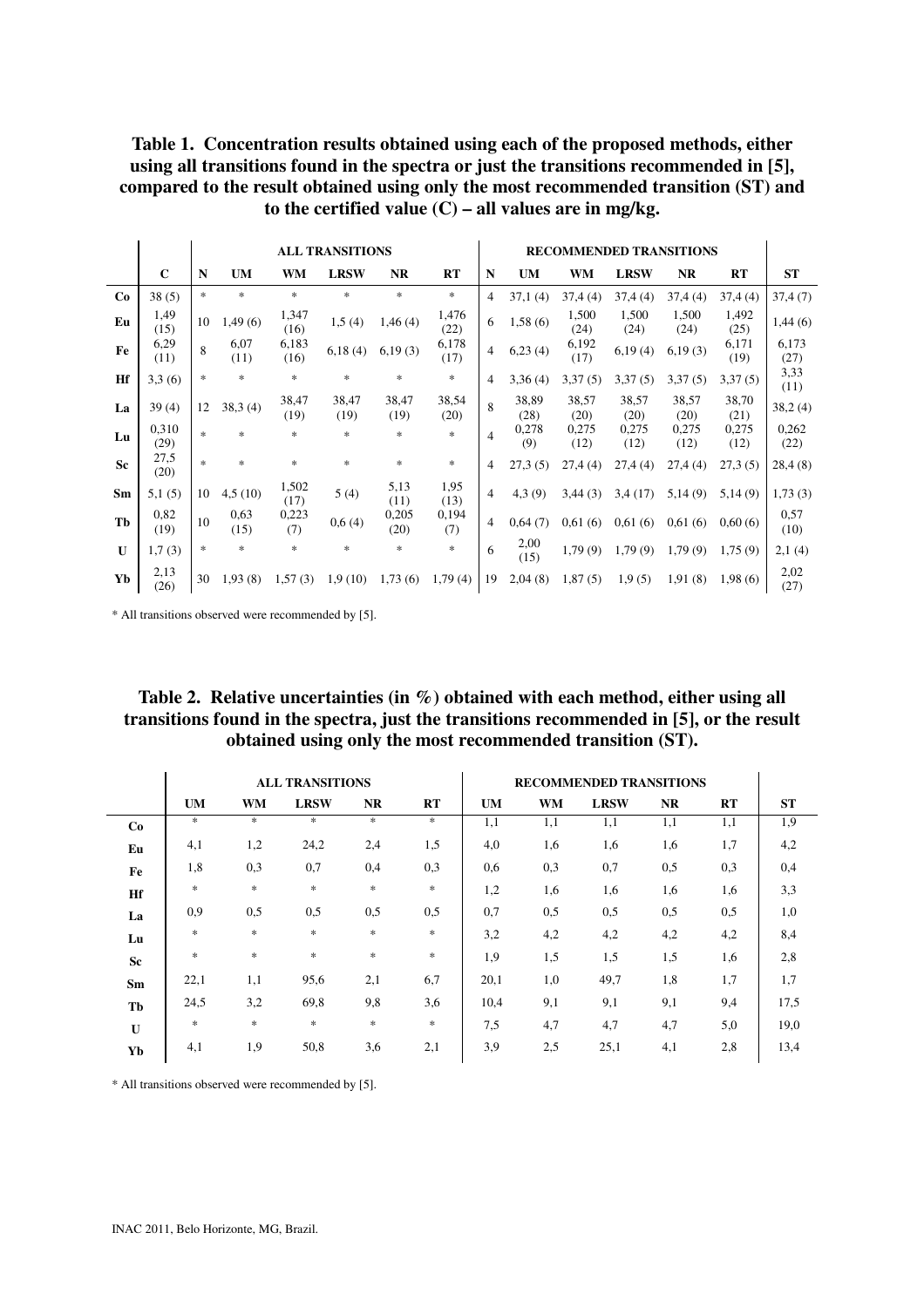**Table 1. Concentration results obtained using each of the proposed methods, either using all transitions found in the spectra or just the transitions recommended in [5], compared to the result obtained using only the most recommended transition (ST) and to the certified value (C) – all values are in mg/kg.**

| | | ALL TRANSITIONS | | | | | | RECOMMENDED TRANSITIONS | | | | | | |
|---|---|---|---|---|---|---|---|---|---|---|---|---|---|---|
| | **C** | **N** | **UM** | **WM** | **LRSW** | **NR** | **RT** | **N** | **UM** | **WM** | **LRSW** | **NR** | **RT** | **ST** |
| **Co** | 38 (5) | * | * | * | * | * | * | 4 | 37,1 (4) | 37,4 (4) | 37,4 (4) | 37,4 (4) | 37,4 (4) | 37,4 (7) |
| **Eu** | 1,49 (15) | 10 | 1,49 (6) | 1,347 (16) | 1,5 (4) | 1,46 (4) | 1,476 (22) | 6 | 1,58 (6) | 1,500 (24) | 1,500 (24) | 1,500 (24) | 1,492 (25) | 1,44 (6) |
| **Fe** | 6,29 (11) | 8 | 6,07 (11) | 6,183 (16) | 6,18 (4) | 6,19 (3) | 6,178 (17) | 4 | 6,23 (4) | 6,192 (17) | 6,19 (4) | 6,19 (3) | 6,171 (19) | 6,173 (27) |
| **Hf** | 3,3 (6) | * | * | * | * | * | * | 4 | 3,36 (4) | 3,37 (5) | 3,37 (5) | 3,37 (5) | 3,37 (5) | 3,33 (11) |
| **La** | 39 (4) | 12 | 38,3 (4) | 38,47 (19) | 38,47 (19) | 38,47 (19) | 38,54 (20) | 8 | 38,89 (28) | 38,57 (20) | 38,57 (20) | 38,57 (20) | 38,70 (21) | 38,2 (4) |
| **Lu** | 0,310 (29) | * | * | * | * | * | * | 4 | 0,278 (9) | 0,275 (12) | 0,275 (12) | 0,275 (12) | 0,275 (12) | 0,262 (22) |
| **Sc** | 27,5 (20) | * | * | * | * | * | * | 4 | 27,3 (5) | 27,4 (4) | 27,4 (4) | 27,4 (4) | 27,3 (5) | 28,4 (8) |
| **Sm** | 5,1 (5) | 10 | 4,5 (10) | 1,502 (17) | 5 (4) | 5,13 (11) | 1,95 (13) | 4 | 4,3 (9) | 3,44 (3) | 3,4 (17) | 5,14 (9) | 5,14 (9) | 1,73 (3) |
| **Tb** | 0,82 (19) | 10 | 0,63 (15) | 0,223 (7) | 0,6 (4) | 0,205 (20) | 0,194 (7) | 4 | 0,64 (7) | 0,61 (6) | 0,61 (6) | 0,61 (6) | 0,60 (6) | 0,57 (10) |
| **U** | 1,7 (3) | * | * | * | * | * | * | 6 | 2,00 (15) | 1,79 (9) | 1,79 (9) | 1,79 (9) | 1,75 (9) | 2,1 (4) |
| **Yb** | 2,13 (26) | 30 | 1,93 (8) | 1,57 (3) | 1,9 (10) | 1,73 (6) | 1,79 (4) | 19 | 2,04 (8) | 1,87 (5) | 1,9 (5) | 1,91 (8) | 1,98 (6) | 2,02 (27) |

* All transitions observed were recommended by [5].

**Table 2. Relative uncertainties (in %) obtained with each method, either using all transitions found in the spectra, just the transitions recommended in [5], or the result obtained using only the most recommended transition (ST).**

| | ALL TRANSITIONS | | | | | RECOMMENDED TRANSITIONS | | | | | |
|---|---|---|---|---|---|---|---|---|---|---|---|
| | **UM** | **WM** | **LRSW** | **NR** | **RT** | **UM** | **WM** | **LRSW** | **NR** | **RT** | **ST** |
| **Co** | * | * | * | * | * | 1,1 | 1,1 | 1,1 | 1,1 | 1,1 | 1,9 |
| **Eu** | 4,1 | 1,2 | 24,2 | 2,4 | 1,5 | 4,0 | 1,6 | 1,6 | 1,6 | 1,7 | 4,2 |
| **Fe** | 1,8 | 0,3 | 0,7 | 0,4 | 0,3 | 0,6 | 0,3 | 0,7 | 0,5 | 0,3 | 0,4 |
| **Hf** | * | * | * | * | * | 1,2 | 1,6 | 1,6 | 1,6 | 1,6 | 3,3 |
| **La** | 0,9 | 0,5 | 0,5 | 0,5 | 0,5 | 0,7 | 0,5 | 0,5 | 0,5 | 0,5 | 1,0 |
| **Lu** | * | * | * | * | * | 3,2 | 4,2 | 4,2 | 4,2 | 4,2 | 8,4 |
| **Sc** | * | * | * | * | * | 1,9 | 1,5 | 1,5 | 1,5 | 1,6 | 2,8 |
| **Sm** | 22,1 | 1,1 | 95,6 | 2,1 | 6,7 | 20,1 | 1,0 | 49,7 | 1,8 | 1,7 | 1,7 |
| **Tb** | 24,5 | 3,2 | 69,8 | 9,8 | 3,6 | 10,4 | 9,1 | 9,1 | 9,1 | 9,4 | 17,5 |
| **U** | * | * | * | * | * | 7,5 | 4,7 | 4,7 | 4,7 | 5,0 | 19,0 |
| **Yb** | 4,1 | 1,9 | 50,8 | 3,6 | 2,1 | 3,9 | 2,5 | 25,1 | 4,1 | 2,8 | 13,4 |

* All transitions observed were recommended by [5].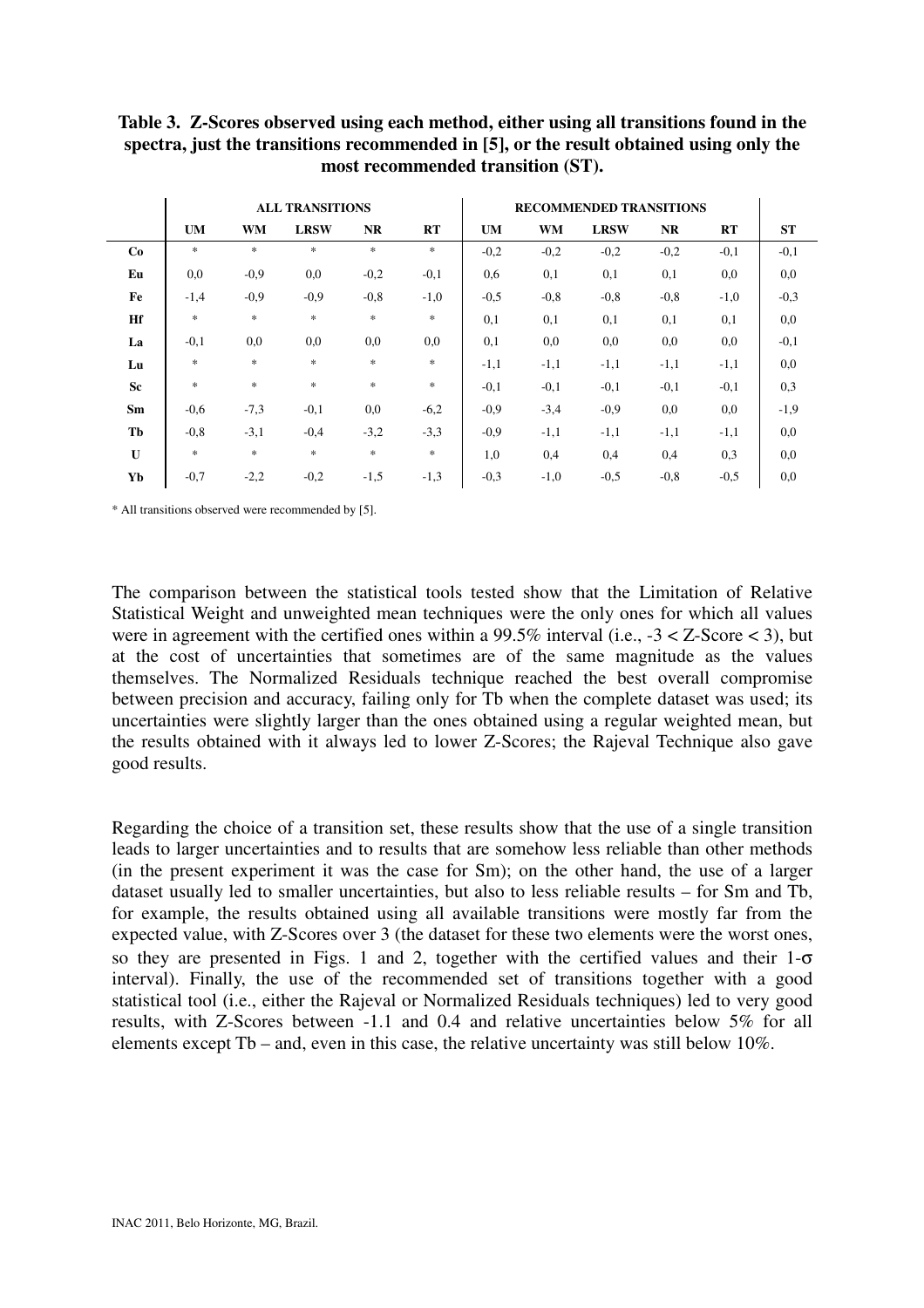**Table 3. Z-Scores observed using each method, either using all transitions found in the spectra, just the transitions recommended in [5], or the result obtained using only the most recommended transition (ST).**

| | ALL TRANSITIONS | | | | | RECOMMENDED TRANSITIONS | | | | | |
|---|---|---|---|---|---|---|---|---|---|---|---|
| | **UM** | **WM** | **LRSW** | **NR** | **RT** | **UM** | **WM** | **LRSW** | **NR** | **RT** | **ST** |
| **Co** | * | * | * | * | * | -0,2 | -0,2 | -0,2 | -0,2 | -0,1 | -0,1 |
| **Eu** | 0,0 | -0,9 | 0,0 | -0,2 | -0,1 | 0,6 | 0,1 | 0,1 | 0,1 | 0,0 | 0,0 |
| **Fe** | -1,4 | -0,9 | -0,9 | -0,8 | -1,0 | -0,5 | -0,8 | -0,8 | -0,8 | -1,0 | -0,3 |
| **Hf** | * | * | * | * | * | 0,1 | 0,1 | 0,1 | 0,1 | 0,1 | 0,0 |
| **La** | -0,1 | 0,0 | 0,0 | 0,0 | 0,0 | 0,1 | 0,0 | 0,0 | 0,0 | 0,0 | -0,1 |
| **Lu** | * | * | * | * | * | -1,1 | -1,1 | -1,1 | -1,1 | -1,1 | 0,0 |
| **Sc** | * | * | * | * | * | -0,1 | -0,1 | -0,1 | -0,1 | -0,1 | 0,3 |
| **Sm** | -0,6 | -7,3 | -0,1 | 0,0 | -6,2 | -0,9 | -3,4 | -0,9 | 0,0 | 0,0 | -1,9 |
| **Tb** | -0,8 | -3,1 | -0,4 | -3,2 | -3,3 | -0,9 | -1,1 | -1,1 | -1,1 | -1,1 | 0,0 |
| **U** | * | * | * | * | * | 1,0 | 0,4 | 0,4 | 0,4 | 0,3 | 0,0 |
| **Yb** | -0,7 | -2,2 | -0,2 | -1,5 | -1,3 | -0,3 | -1,0 | -0,5 | -0,8 | -0,5 | 0,0 |

* All transitions observed were recommended by [5].

The comparison between the statistical tools tested show that the Limitation of Relative Statistical Weight and unweighted mean techniques were the only ones for which all values were in agreement with the certified ones within a 99.5% interval (i.e., $-3 < \text{Z-Score} < 3$), but at the cost of uncertainties that sometimes are of the same magnitude as the values themselves. The Normalized Residuals technique reached the best overall compromise between precision and accuracy, failing only for Tb when the complete dataset was used; its uncertainties were slightly larger than the ones obtained using a regular weighted mean, but the results obtained with it always led to lower Z-Scores; the Rajeval Technique also gave good results.

Regarding the choice of a transition set, these results show that the use of a single transition leads to larger uncertainties and to results that are somehow less reliable than other methods (in the present experiment it was the case for Sm); on the other hand, the use of a larger dataset usually led to smaller uncertainties, but also to less reliable results – for Sm and Tb, for example, the results obtained using all available transitions were mostly far from the expected value, with Z-Scores over 3 (the dataset for these two elements were the worst ones, so they are presented in Figs. 1 and 2, together with the certified values and their 1-$\sigma$ interval). Finally, the use of the recommended set of transitions together with a good statistical tool (i.e., either the Rajeval or Normalized Residuals techniques) led to very good results, with Z-Scores between -1.1 and 0.4 and relative uncertainties below 5% for all elements except Tb – and, even in this case, the relative uncertainty was still below 10%.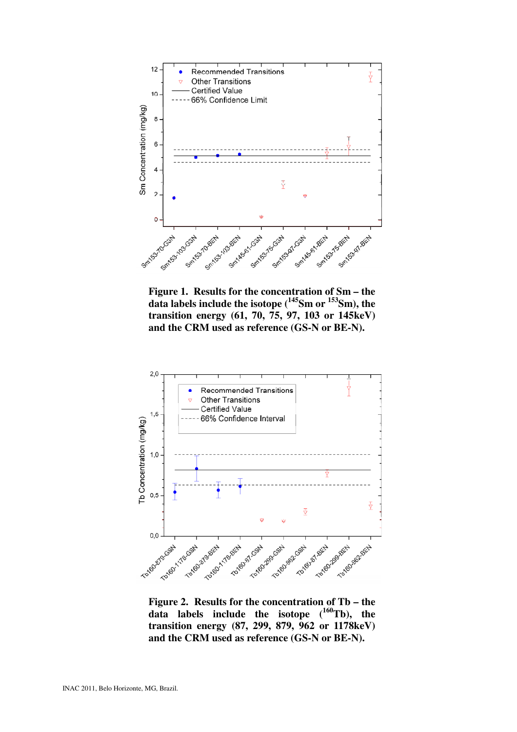**Figure 1. Results for the concentration of Sm – the data labels include the isotope ($^{145}$Sm or $^{153}$Sm), the transition energy (61, 70, 75, 97, 103 or 145keV) and the CRM used as reference (GS-N or BE-N).**

**Figure 2. Results for the concentration of Tb – the data labels include the isotope ($^{160}$Tb), the transition energy (87, 299, 879, 962 or 1178keV) and the CRM used as reference (GS-N or BE-N).**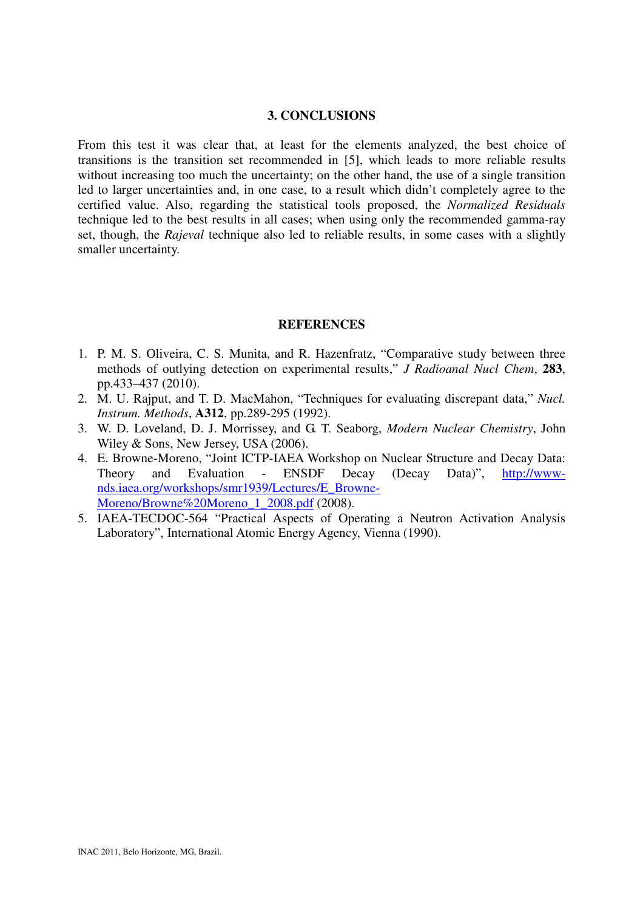## 3. CONCLUSIONS

From this test it was clear that, at least for the elements analyzed, the best choice of transitions is the transition set recommended in [5], which leads to more reliable results without increasing too much the uncertainty; on the other hand, the use of a single transition led to larger uncertainties and, in one case, to a result which didn't completely agree to the certified value. Also, regarding the statistical tools proposed, the *Normalized Residuals* technique led to the best results in all cases; when using only the recommended gamma-ray set, though, the *Rajeval* technique also led to reliable results, in some cases with a slightly smaller uncertainty.

## REFERENCES

1. P. M. S. Oliveira, C. S. Munita, and R. Hazenfratz, "Comparative study between three methods of outlying detection on experimental results," *J Radioanal Nucl Chem*, **283**, pp.433–437 (2010).
2. M. U. Rajput, and T. D. MacMahon, "Techniques for evaluating discrepant data," *Nucl. Instrum. Methods*, **A312**, pp.289-295 (1992).
3. W. D. Loveland, D. J. Morrissey, and G. T. Seaborg, *Modern Nuclear Chemistry*, John Wiley & Sons, New Jersey, USA (2006).
4. E. Browne-Moreno, "Joint ICTP-IAEA Workshop on Nuclear Structure and Decay Data: Theory and Evaluation - ENSDF Decay (Decay Data)", http://www-nds.iaea.org/workshops/smr1939/Lectures/E_Browne-Moreno/Browne%20Moreno_1_2008.pdf (2008).
5. IAEA-TECDOC-564 "Practical Aspects of Operating a Neutron Activation Analysis Laboratory", International Atomic Energy Agency, Vienna (1990).